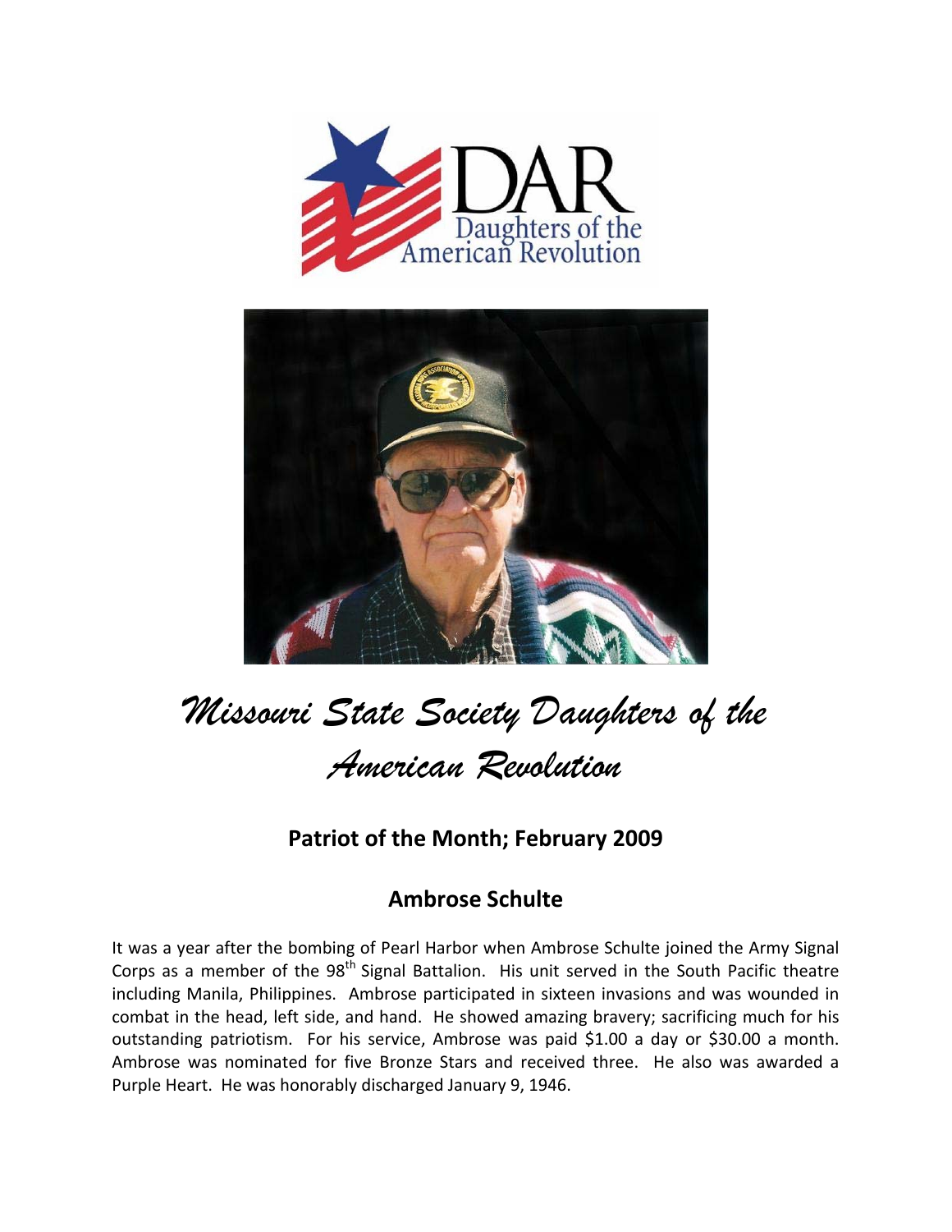# Missouri State Society Daughters of the American Revolution

## Patriot of the Month; February 2009

## Ambrose Schulte

It was a year after the bombing of Pearl Harbor when Ambrose Schulte joined the Army Signal Corps as a member of the 98th Signal Battalion. His unit served in the South Pacific theatre including Manila, Philippines. Ambrose participated in sixteen invasions and was wounded in combat in the head, left side, and hand. He showed amazing bravery; sacrificing much for his outstanding patriotism. For his service, Ambrose was paid $1.00 a day or $30.00 a month. Ambrose was nominated for five Bronze Stars and received three. He also was awarded a Purple Heart. He was honorably discharged January 9, 1946.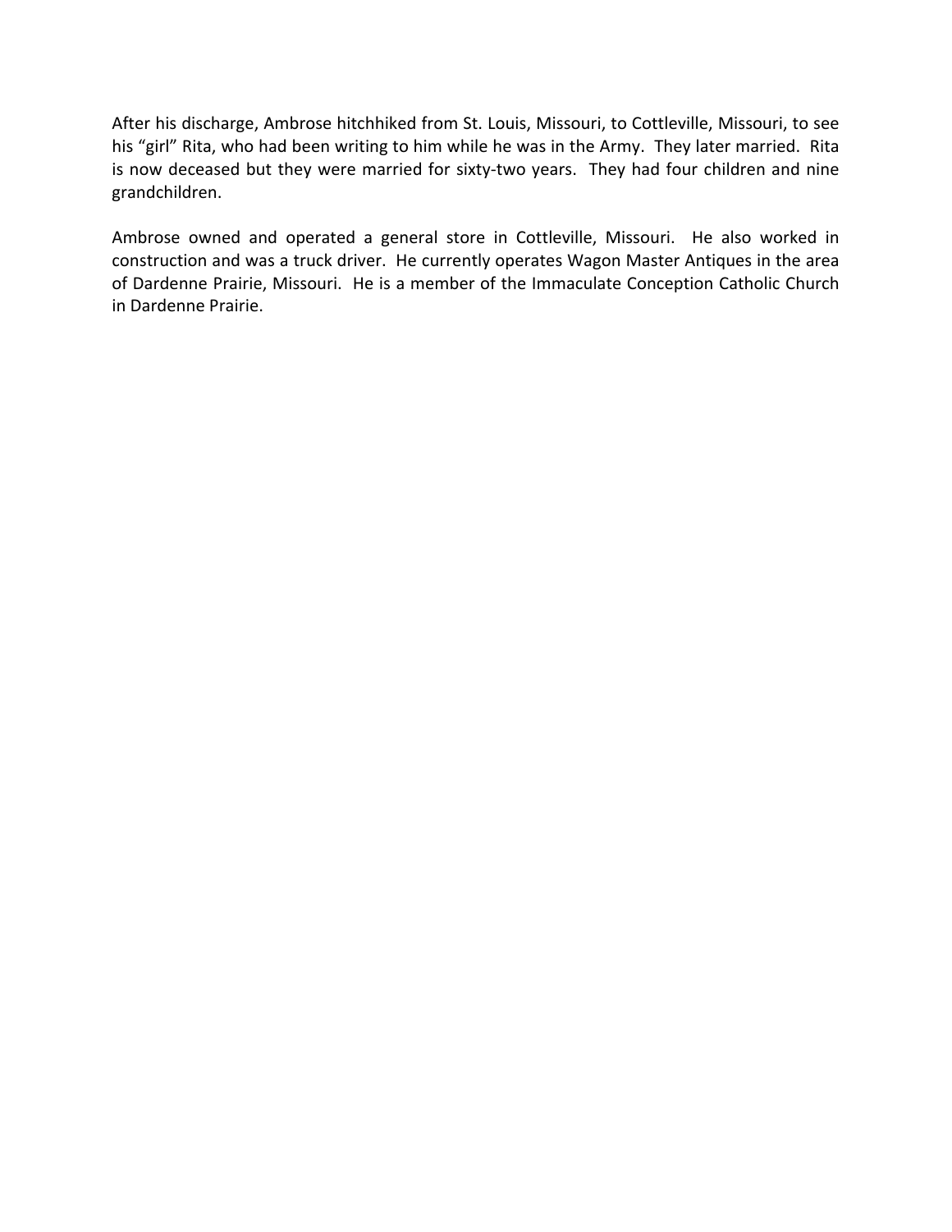After his discharge, Ambrose hitchhiked from St. Louis, Missouri, to Cottleville, Missouri, to see his "girl" Rita, who had been writing to him while he was in the Army. They later married. Rita is now deceased but they were married for sixty-two years. They had four children and nine grandchildren.

Ambrose owned and operated a general store in Cottleville, Missouri. He also worked in construction and was a truck driver. He currently operates Wagon Master Antiques in the area of Dardenne Prairie, Missouri. He is a member of the Immaculate Conception Catholic Church in Dardenne Prairie.